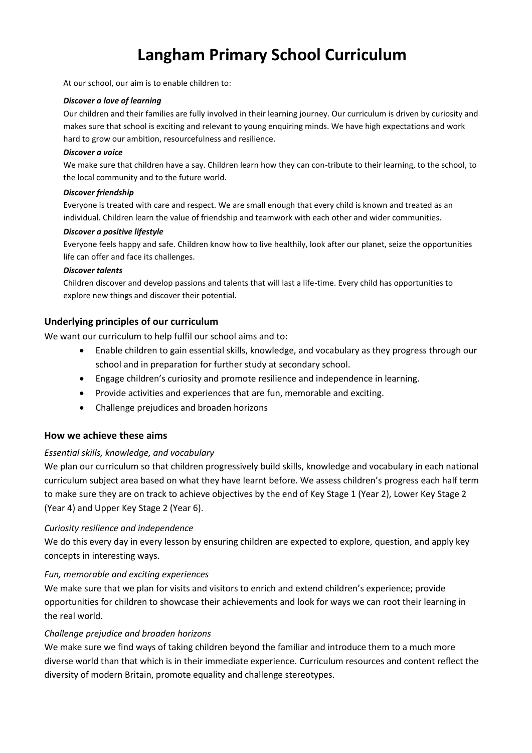# Langham Primary School Curriculum

At our school, our aim is to enable children to:

***Discover a love of learning***

Our children and their families are fully involved in their learning journey. Our curriculum is driven by curiosity and makes sure that school is exciting and relevant to young enquiring minds. We have high expectations and work hard to grow our ambition, resourcefulness and resilience.

***Discover a voice***

We make sure that children have a say. Children learn how they can con-tribute to their learning, to the school, to the local community and to the future world.

***Discover friendship***

Everyone is treated with care and respect. We are small enough that every child is known and treated as an individual. Children learn the value of friendship and teamwork with each other and wider communities.

***Discover a positive lifestyle***

Everyone feels happy and safe. Children know how to live healthily, look after our planet, seize the opportunities life can offer and face its challenges.

***Discover talents***

Children discover and develop passions and talents that will last a life-time. Every child has opportunities to explore new things and discover their potential.

## Underlying principles of our curriculum

We want our curriculum to help fulfil our school aims and to:

- Enable children to gain essential skills, knowledge, and vocabulary as they progress through our school and in preparation for further study at secondary school.
- Engage children's curiosity and promote resilience and independence in learning.
- Provide activities and experiences that are fun, memorable and exciting.
- Challenge prejudices and broaden horizons

## How we achieve these aims

*Essential skills, knowledge, and vocabulary*

We plan our curriculum so that children progressively build skills, knowledge and vocabulary in each national curriculum subject area based on what they have learnt before. We assess children's progress each half term to make sure they are on track to achieve objectives by the end of Key Stage 1 (Year 2), Lower Key Stage 2 (Year 4) and Upper Key Stage 2 (Year 6).

*Curiosity resilience and independence*

We do this every day in every lesson by ensuring children are expected to explore, question, and apply key concepts in interesting ways.

*Fun, memorable and exciting experiences*

We make sure that we plan for visits and visitors to enrich and extend children's experience; provide opportunities for children to showcase their achievements and look for ways we can root their learning in the real world.

*Challenge prejudice and broaden horizons*

We make sure we find ways of taking children beyond the familiar and introduce them to a much more diverse world than that which is in their immediate experience. Curriculum resources and content reflect the diversity of modern Britain, promote equality and challenge stereotypes.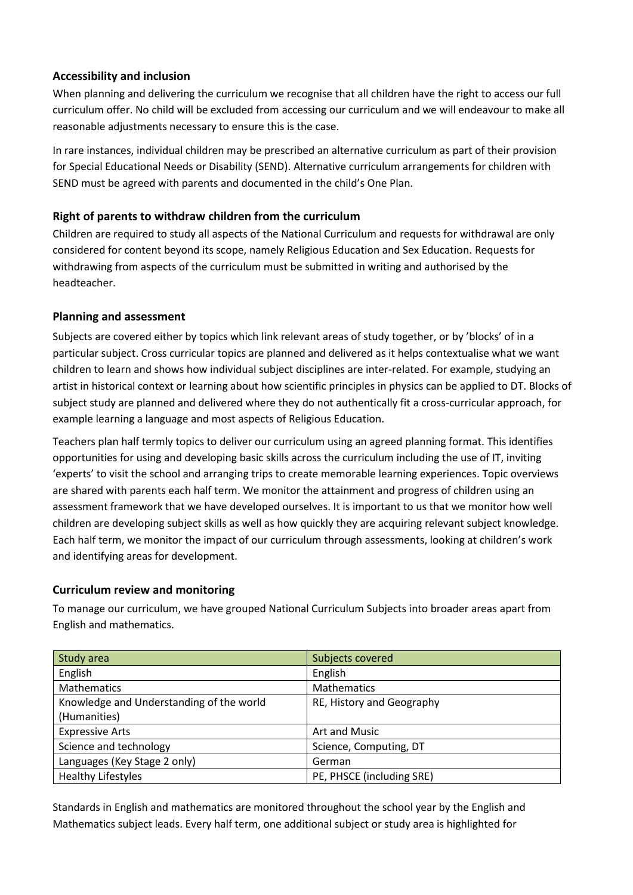## Accessibility and inclusion

When planning and delivering the curriculum we recognise that all children have the right to access our full curriculum offer. No child will be excluded from accessing our curriculum and we will endeavour to make all reasonable adjustments necessary to ensure this is the case.

In rare instances, individual children may be prescribed an alternative curriculum as part of their provision for Special Educational Needs or Disability (SEND). Alternative curriculum arrangements for children with SEND must be agreed with parents and documented in the child's One Plan.

## Right of parents to withdraw children from the curriculum

Children are required to study all aspects of the National Curriculum and requests for withdrawal are only considered for content beyond its scope, namely Religious Education and Sex Education. Requests for withdrawing from aspects of the curriculum must be submitted in writing and authorised by the headteacher.

## Planning and assessment

Subjects are covered either by topics which link relevant areas of study together, or by 'blocks' of in a particular subject. Cross curricular topics are planned and delivered as it helps contextualise what we want children to learn and shows how individual subject disciplines are inter-related. For example, studying an artist in historical context or learning about how scientific principles in physics can be applied to DT. Blocks of subject study are planned and delivered where they do not authentically fit a cross-curricular approach, for example learning a language and most aspects of Religious Education.

Teachers plan half termly topics to deliver our curriculum using an agreed planning format. This identifies opportunities for using and developing basic skills across the curriculum including the use of IT, inviting 'experts' to visit the school and arranging trips to create memorable learning experiences. Topic overviews are shared with parents each half term. We monitor the attainment and progress of children using an assessment framework that we have developed ourselves. It is important to us that we monitor how well children are developing subject skills as well as how quickly they are acquiring relevant subject knowledge. Each half term, we monitor the impact of our curriculum through assessments, looking at children's work and identifying areas for development.

## Curriculum review and monitoring

To manage our curriculum, we have grouped National Curriculum Subjects into broader areas apart from English and mathematics.

| Study area | Subjects covered |
|---|---|
| English | English |
| Mathematics | Mathematics |
| Knowledge and Understanding of the world (Humanities) | RE, History and Geography |
| Expressive Arts | Art and Music |
| Science and technology | Science, Computing, DT |
| Languages (Key Stage 2 only) | German |
| Healthy Lifestyles | PE, PHSCE (including SRE) |

Standards in English and mathematics are monitored throughout the school year by the English and Mathematics subject leads. Every half term, one additional subject or study area is highlighted for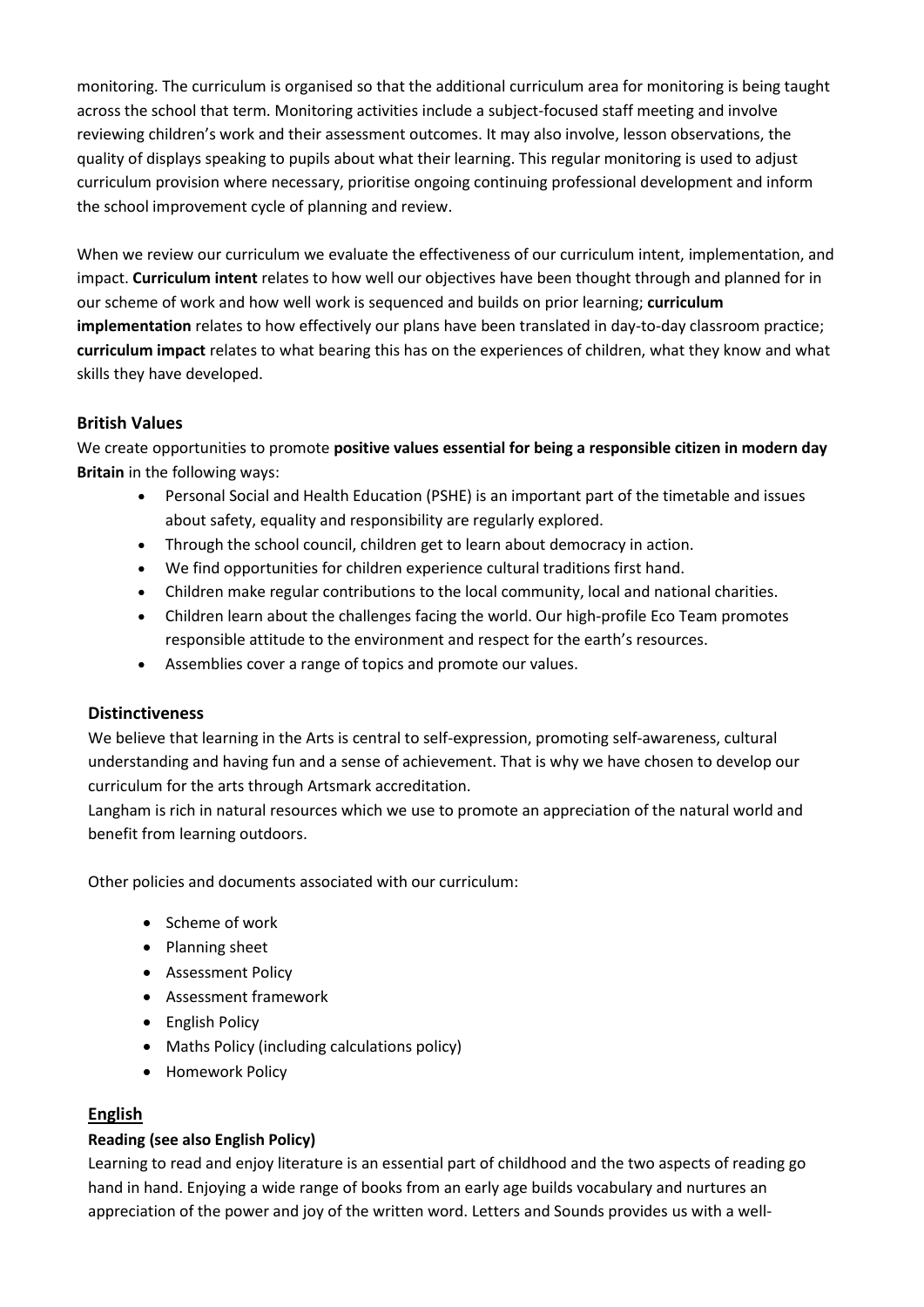monitoring. The curriculum is organised so that the additional curriculum area for monitoring is being taught across the school that term. Monitoring activities include a subject-focused staff meeting and involve reviewing children's work and their assessment outcomes. It may also involve, lesson observations, the quality of displays speaking to pupils about what their learning. This regular monitoring is used to adjust curriculum provision where necessary, prioritise ongoing continuing professional development and inform the school improvement cycle of planning and review.

When we review our curriculum we evaluate the effectiveness of our curriculum intent, implementation, and impact. **Curriculum intent** relates to how well our objectives have been thought through and planned for in our scheme of work and how well work is sequenced and builds on prior learning; **curriculum implementation** relates to how effectively our plans have been translated in day-to-day classroom practice; **curriculum impact** relates to what bearing this has on the experiences of children, what they know and what skills they have developed.

### British Values

We create opportunities to promote **positive values essential for being a responsible citizen in modern day Britain** in the following ways:

- Personal Social and Health Education (PSHE) is an important part of the timetable and issues about safety, equality and responsibility are regularly explored.
- Through the school council, children get to learn about democracy in action.
- We find opportunities for children experience cultural traditions first hand.
- Children make regular contributions to the local community, local and national charities.
- Children learn about the challenges facing the world. Our high-profile Eco Team promotes responsible attitude to the environment and respect for the earth's resources.
- Assemblies cover a range of topics and promote our values.

### Distinctiveness

We believe that learning in the Arts is central to self-expression, promoting self-awareness, cultural understanding and having fun and a sense of achievement. That is why we have chosen to develop our curriculum for the arts through Artsmark accreditation.

Langham is rich in natural resources which we use to promote an appreciation of the natural world and benefit from learning outdoors.

Other policies and documents associated with our curriculum:

- Scheme of work
- Planning sheet
- Assessment Policy
- Assessment framework
- English Policy
- Maths Policy (including calculations policy)
- Homework Policy

## English

### Reading (see also English Policy)

Learning to read and enjoy literature is an essential part of childhood and the two aspects of reading go hand in hand. Enjoying a wide range of books from an early age builds vocabulary and nurtures an appreciation of the power and joy of the written word. Letters and Sounds provides us with a well-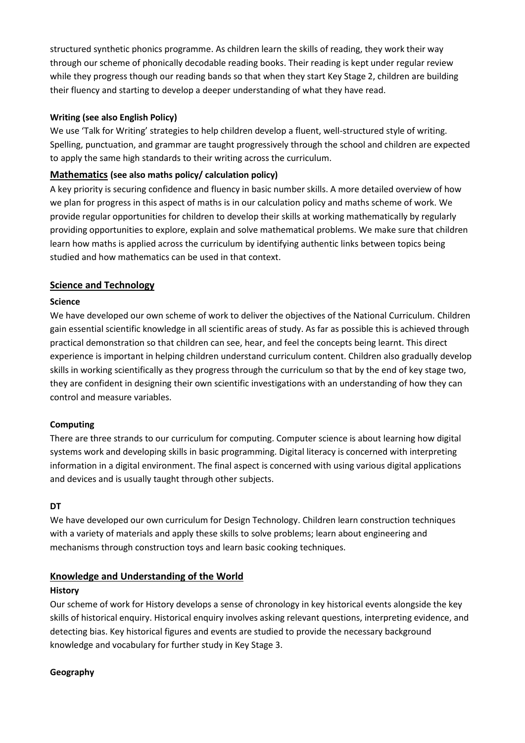structured synthetic phonics programme. As children learn the skills of reading, they work their way through our scheme of phonically decodable reading books. Their reading is kept under regular review while they progress though our reading bands so that when they start Key Stage 2, children are building their fluency and starting to develop a deeper understanding of what they have read.

**Writing (see also English Policy)**

We use 'Talk for Writing' strategies to help children develop a fluent, well-structured style of writing. Spelling, punctuation, and grammar are taught progressively through the school and children are expected to apply the same high standards to their writing across the curriculum.

## Mathematics (see also maths policy/ calculation policy)

A key priority is securing confidence and fluency in basic number skills. A more detailed overview of how we plan for progress in this aspect of maths is in our calculation policy and maths scheme of work. We provide regular opportunities for children to develop their skills at working mathematically by regularly providing opportunities to explore, explain and solve mathematical problems. We make sure that children learn how maths is applied across the curriculum by identifying authentic links between topics being studied and how mathematics can be used in that context.

## Science and Technology

**Science**

We have developed our own scheme of work to deliver the objectives of the National Curriculum. Children gain essential scientific knowledge in all scientific areas of study. As far as possible this is achieved through practical demonstration so that children can see, hear, and feel the concepts being learnt. This direct experience is important in helping children understand curriculum content. Children also gradually develop skills in working scientifically as they progress through the curriculum so that by the end of key stage two, they are confident in designing their own scientific investigations with an understanding of how they can control and measure variables.

**Computing**

There are three strands to our curriculum for computing. Computer science is about learning how digital systems work and developing skills in basic programming. Digital literacy is concerned with interpreting information in a digital environment. The final aspect is concerned with using various digital applications and devices and is usually taught through other subjects.

**DT**

We have developed our own curriculum for Design Technology. Children learn construction techniques with a variety of materials and apply these skills to solve problems; learn about engineering and mechanisms through construction toys and learn basic cooking techniques.

## Knowledge and Understanding of the World

**History**

Our scheme of work for History develops a sense of chronology in key historical events alongside the key skills of historical enquiry. Historical enquiry involves asking relevant questions, interpreting evidence, and detecting bias. Key historical figures and events are studied to provide the necessary background knowledge and vocabulary for further study in Key Stage 3.

**Geography**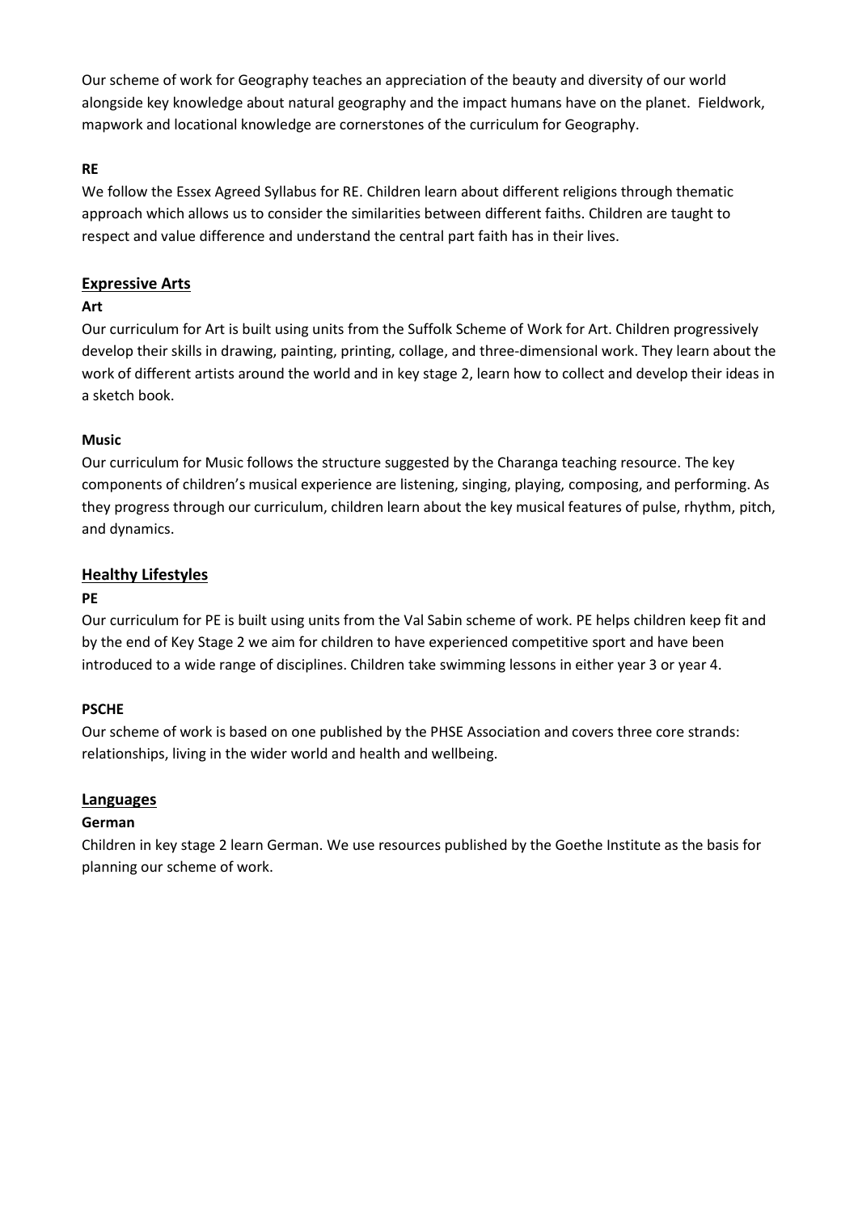Our scheme of work for Geography teaches an appreciation of the beauty and diversity of our world alongside key knowledge about natural geography and the impact humans have on the planet. Fieldwork, mapwork and locational knowledge are cornerstones of the curriculum for Geography.

**RE**

We follow the Essex Agreed Syllabus for RE. Children learn about different religions through thematic approach which allows us to consider the similarities between different faiths. Children are taught to respect and value difference and understand the central part faith has in their lives.

## Expressive Arts

**Art**

Our curriculum for Art is built using units from the Suffolk Scheme of Work for Art. Children progressively develop their skills in drawing, painting, printing, collage, and three-dimensional work. They learn about the work of different artists around the world and in key stage 2, learn how to collect and develop their ideas in a sketch book.

**Music**

Our curriculum for Music follows the structure suggested by the Charanga teaching resource. The key components of children's musical experience are listening, singing, playing, composing, and performing. As they progress through our curriculum, children learn about the key musical features of pulse, rhythm, pitch, and dynamics.

## Healthy Lifestyles

**PE**

Our curriculum for PE is built using units from the Val Sabin scheme of work. PE helps children keep fit and by the end of Key Stage 2 we aim for children to have experienced competitive sport and have been introduced to a wide range of disciplines. Children take swimming lessons in either year 3 or year 4.

**PSCHE**

Our scheme of work is based on one published by the PHSE Association and covers three core strands: relationships, living in the wider world and health and wellbeing.

## Languages

**German**

Children in key stage 2 learn German. We use resources published by the Goethe Institute as the basis for planning our scheme of work.